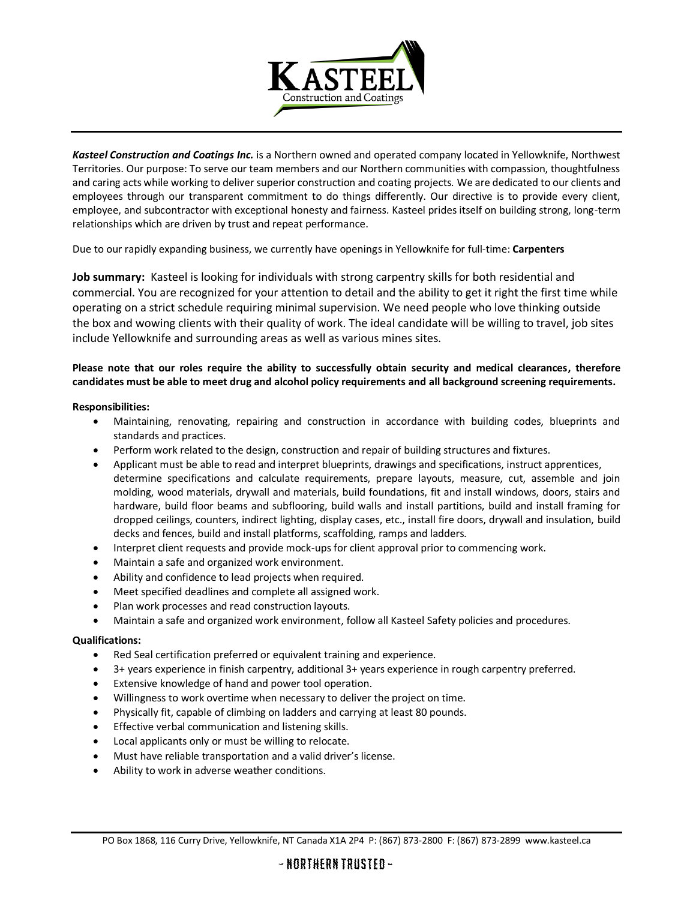**KASTEEL**
Construction and Coatings

***Kasteel Construction and Coatings Inc.*** is a Northern owned and operated company located in Yellowknife, Northwest Territories. Our purpose: To serve our team members and our Northern communities with compassion, thoughtfulness and caring acts while working to deliver superior construction and coating projects. We are dedicated to our clients and employees through our transparent commitment to do things differently. Our directive is to provide every client, employee, and subcontractor with exceptional honesty and fairness. Kasteel prides itself on building strong, long-term relationships which are driven by trust and repeat performance.

Due to our rapidly expanding business, we currently have openings in Yellowknife for full-time: **Carpenters**

**Job summary:** Kasteel is looking for individuals with strong carpentry skills for both residential and commercial. You are recognized for your attention to detail and the ability to get it right the first time while operating on a strict schedule requiring minimal supervision. We need people who love thinking outside the box and wowing clients with their quality of work. The ideal candidate will be willing to travel, job sites include Yellowknife and surrounding areas as well as various mines sites.

**Please note that our roles require the ability to successfully obtain security and medical clearances, therefore candidates must be able to meet drug and alcohol policy requirements and all background screening requirements.**

**Responsibilities:**

- Maintaining, renovating, repairing and construction in accordance with building codes, blueprints and standards and practices.
- Perform work related to the design, construction and repair of building structures and fixtures.
- Applicant must be able to read and interpret blueprints, drawings and specifications, instruct apprentices, determine specifications and calculate requirements, prepare layouts, measure, cut, assemble and join molding, wood materials, drywall and materials, build foundations, fit and install windows, doors, stairs and hardware, build floor beams and subflooring, build walls and install partitions, build and install framing for dropped ceilings, counters, indirect lighting, display cases, etc., install fire doors, drywall and insulation, build decks and fences, build and install platforms, scaffolding, ramps and ladders.
- Interpret client requests and provide mock-ups for client approval prior to commencing work.
- Maintain a safe and organized work environment.
- Ability and confidence to lead projects when required.
- Meet specified deadlines and complete all assigned work.
- Plan work processes and read construction layouts.
- Maintain a safe and organized work environment, follow all Kasteel Safety policies and procedures.

**Qualifications:**

- Red Seal certification preferred or equivalent training and experience.
- 3+ years experience in finish carpentry, additional 3+ years experience in rough carpentry preferred.
- Extensive knowledge of hand and power tool operation.
- Willingness to work overtime when necessary to deliver the project on time.
- Physically fit, capable of climbing on ladders and carrying at least 80 pounds.
- Effective verbal communication and listening skills.
- Local applicants only or must be willing to relocate.
- Must have reliable transportation and a valid driver's license.
- Ability to work in adverse weather conditions.

PO Box 1868, 116 Curry Drive, Yellowknife, NT Canada X1A 2P4 P: (867) 873-2800 F: (867) 873-2899 www.kasteel.ca

~ NORTHERN TRUSTED ~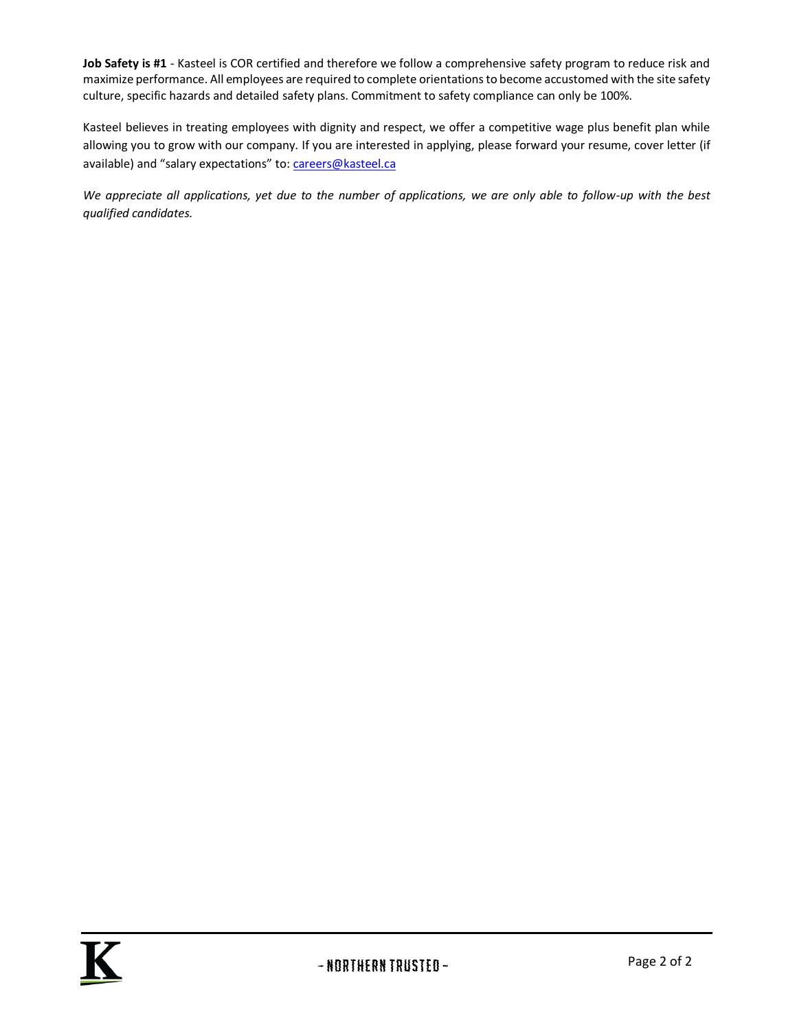**Job Safety is #1** - Kasteel is COR certified and therefore we follow a comprehensive safety program to reduce risk and maximize performance. All employees are required to complete orientations to become accustomed with the site safety culture, specific hazards and detailed safety plans. Commitment to safety compliance can only be 100%.

Kasteel believes in treating employees with dignity and respect, we offer a competitive wage plus benefit plan while allowing you to grow with our company. If you are interested in applying, please forward your resume, cover letter (if available) and "salary expectations" to: careers@kasteel.ca

*We appreciate all applications, yet due to the number of applications, we are only able to follow-up with the best qualified candidates.*